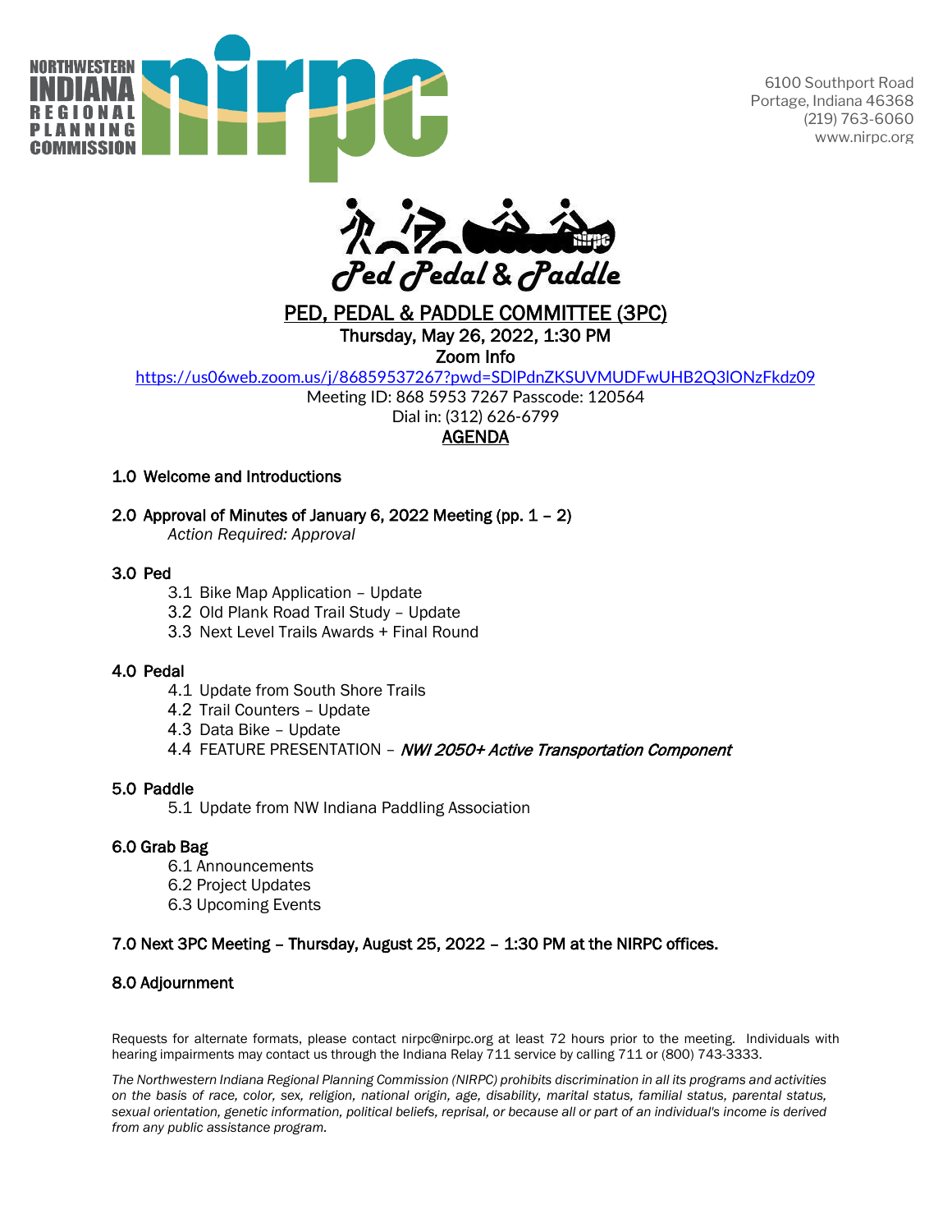NORTHWESTERN INDIANA REGIONAL PLANNING COMMISSION

6100 Southport Road
Portage, Indiana 46368
(219) 763-6060
www.nirpc.org

Ped Pedal & Paddle

# PED, PEDAL & PADDLE COMMITTEE (3PC)

**Thursday, May 26, 2022, 1:30 PM**

**Zoom Info**

https://us06web.zoom.us/j/86859537267?pwd=SDlPdnZKSUVMUDFwUHB2Q3lONzFkdz09

Meeting ID: 868 5953 7267 Passcode: 120564

Dial in: (312) 626-6799

## AGENDA

**1.0 Welcome and Introductions**

**2.0 Approval of Minutes of January 6, 2022 Meeting (pp. 1 – 2)**
*Action Required: Approval*

**3.0 Ped**
- 3.1 Bike Map Application – Update
- 3.2 Old Plank Road Trail Study – Update
- 3.3 Next Level Trails Awards + Final Round

**4.0 Pedal**
- 4.1 Update from South Shore Trails
- 4.2 Trail Counters – Update
- 4.3 Data Bike – Update
- 4.4 FEATURE PRESENTATION – *NWI 2050+ Active Transportation Component*

**5.0 Paddle**
- 5.1 Update from NW Indiana Paddling Association

**6.0 Grab Bag**
- 6.1 Announcements
- 6.2 Project Updates
- 6.3 Upcoming Events

**7.0 Next 3PC Meeting – Thursday, August 25, 2022 – 1:30 PM at the NIRPC offices.**

**8.0 Adjournment**

Requests for alternate formats, please contact nirpc@nirpc.org at least 72 hours prior to the meeting. Individuals with hearing impairments may contact us through the Indiana Relay 711 service by calling 711 or (800) 743-3333.

*The Northwestern Indiana Regional Planning Commission (NIRPC) prohibits discrimination in all its programs and activities on the basis of race, color, sex, religion, national origin, age, disability, marital status, familial status, parental status, sexual orientation, genetic information, political beliefs, reprisal, or because all or part of an individual's income is derived from any public assistance program.*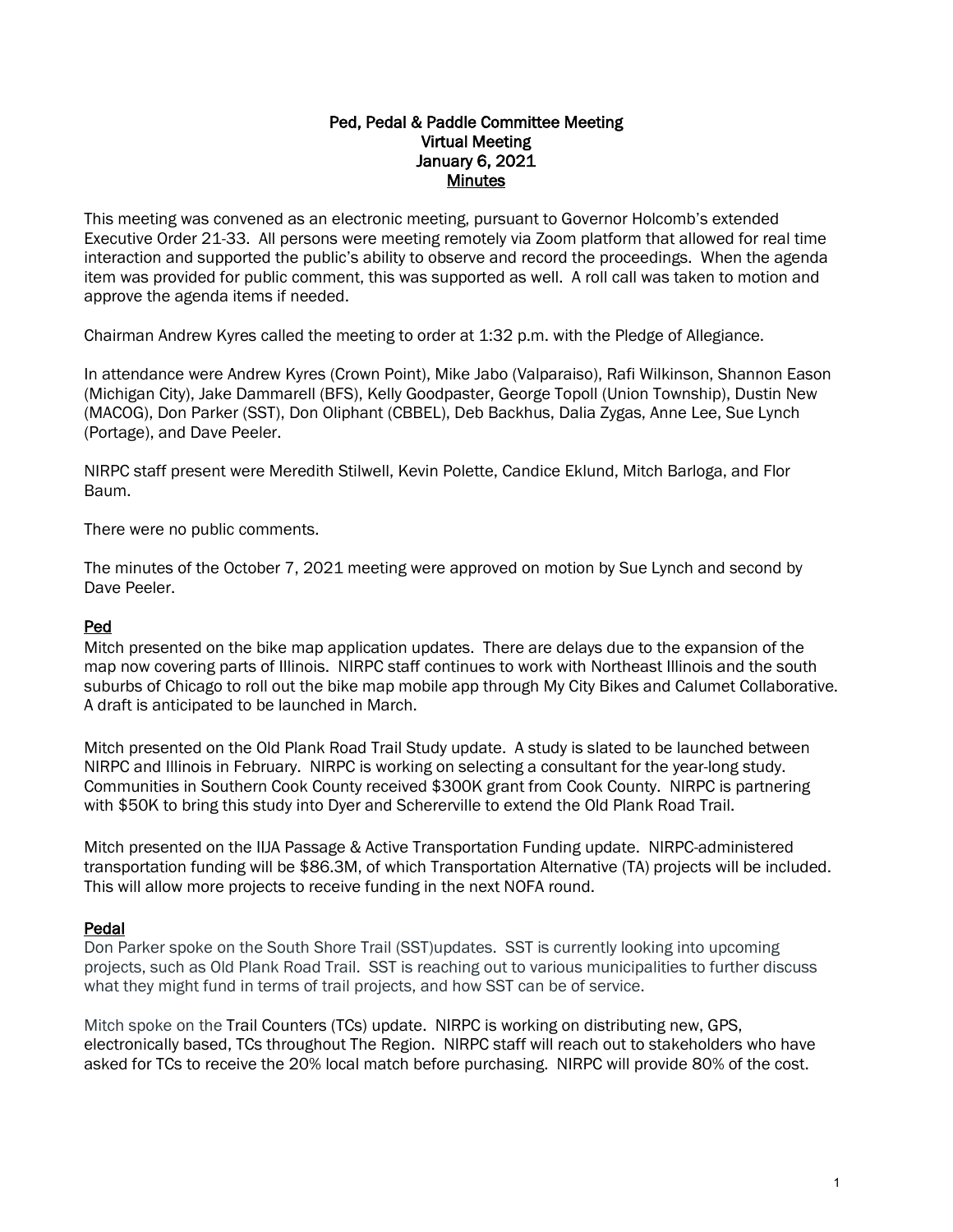**Ped, Pedal & Paddle Committee Meeting**
**Virtual Meeting**
**January 6, 2021**
**Minutes**

This meeting was convened as an electronic meeting, pursuant to Governor Holcomb's extended Executive Order 21-33. All persons were meeting remotely via Zoom platform that allowed for real time interaction and supported the public's ability to observe and record the proceedings. When the agenda item was provided for public comment, this was supported as well. A roll call was taken to motion and approve the agenda items if needed.

Chairman Andrew Kyres called the meeting to order at 1:32 p.m. with the Pledge of Allegiance.

In attendance were Andrew Kyres (Crown Point), Mike Jabo (Valparaiso), Rafi Wilkinson, Shannon Eason (Michigan City), Jake Dammarell (BFS), Kelly Goodpaster, George Topoll (Union Township), Dustin New (MACOG), Don Parker (SST), Don Oliphant (CBBEL), Deb Backhus, Dalia Zygas, Anne Lee, Sue Lynch (Portage), and Dave Peeler.

NIRPC staff present were Meredith Stilwell, Kevin Polette, Candice Eklund, Mitch Barloga, and Flor Baum.

There were no public comments.

The minutes of the October 7, 2021 meeting were approved on motion by Sue Lynch and second by Dave Peeler.

## Ped

Mitch presented on the bike map application updates. There are delays due to the expansion of the map now covering parts of Illinois. NIRPC staff continues to work with Northeast Illinois and the south suburbs of Chicago to roll out the bike map mobile app through My City Bikes and Calumet Collaborative. A draft is anticipated to be launched in March.

Mitch presented on the Old Plank Road Trail Study update. A study is slated to be launched between NIRPC and Illinois in February. NIRPC is working on selecting a consultant for the year-long study. Communities in Southern Cook County received $300K grant from Cook County. NIRPC is partnering with $50K to bring this study into Dyer and Schererville to extend the Old Plank Road Trail.

Mitch presented on the IIJA Passage & Active Transportation Funding update. NIRPC-administered transportation funding will be $86.3M, of which Transportation Alternative (TA) projects will be included. This will allow more projects to receive funding in the next NOFA round.

## Pedal

Don Parker spoke on the South Shore Trail (SST)updates. SST is currently looking into upcoming projects, such as Old Plank Road Trail. SST is reaching out to various municipalities to further discuss what they might fund in terms of trail projects, and how SST can be of service.

Mitch spoke on the Trail Counters (TCs) update. NIRPC is working on distributing new, GPS, electronically based, TCs throughout The Region. NIRPC staff will reach out to stakeholders who have asked for TCs to receive the 20% local match before purchasing. NIRPC will provide 80% of the cost.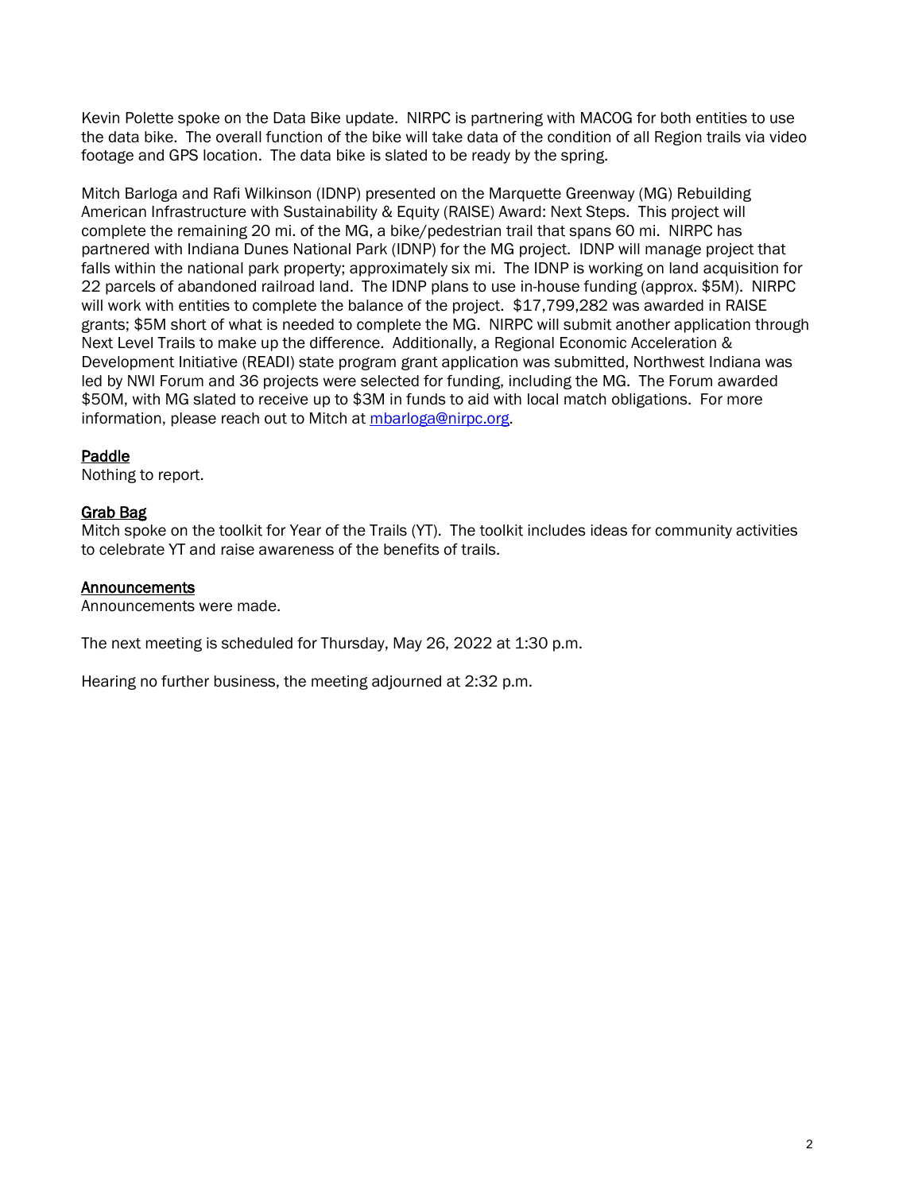Kevin Polette spoke on the Data Bike update. NIRPC is partnering with MACOG for both entities to use the data bike. The overall function of the bike will take data of the condition of all Region trails via video footage and GPS location. The data bike is slated to be ready by the spring.

Mitch Barloga and Rafi Wilkinson (IDNP) presented on the Marquette Greenway (MG) Rebuilding American Infrastructure with Sustainability & Equity (RAISE) Award: Next Steps. This project will complete the remaining 20 mi. of the MG, a bike/pedestrian trail that spans 60 mi. NIRPC has partnered with Indiana Dunes National Park (IDNP) for the MG project. IDNP will manage project that falls within the national park property; approximately six mi. The IDNP is working on land acquisition for 22 parcels of abandoned railroad land. The IDNP plans to use in-house funding (approx. $5M). NIRPC will work with entities to complete the balance of the project. $17,799,282 was awarded in RAISE grants; $5M short of what is needed to complete the MG. NIRPC will submit another application through Next Level Trails to make up the difference. Additionally, a Regional Economic Acceleration & Development Initiative (READI) state program grant application was submitted, Northwest Indiana was led by NWI Forum and 36 projects were selected for funding, including the MG. The Forum awarded $50M, with MG slated to receive up to $3M in funds to aid with local match obligations. For more information, please reach out to Mitch at mbarloga@nirpc.org.

**Paddle**

Nothing to report.

**Grab Bag**

Mitch spoke on the toolkit for Year of the Trails (YT). The toolkit includes ideas for community activities to celebrate YT and raise awareness of the benefits of trails.

**Announcements**

Announcements were made.

The next meeting is scheduled for Thursday, May 26, 2022 at 1:30 p.m.

Hearing no further business, the meeting adjourned at 2:32 p.m.